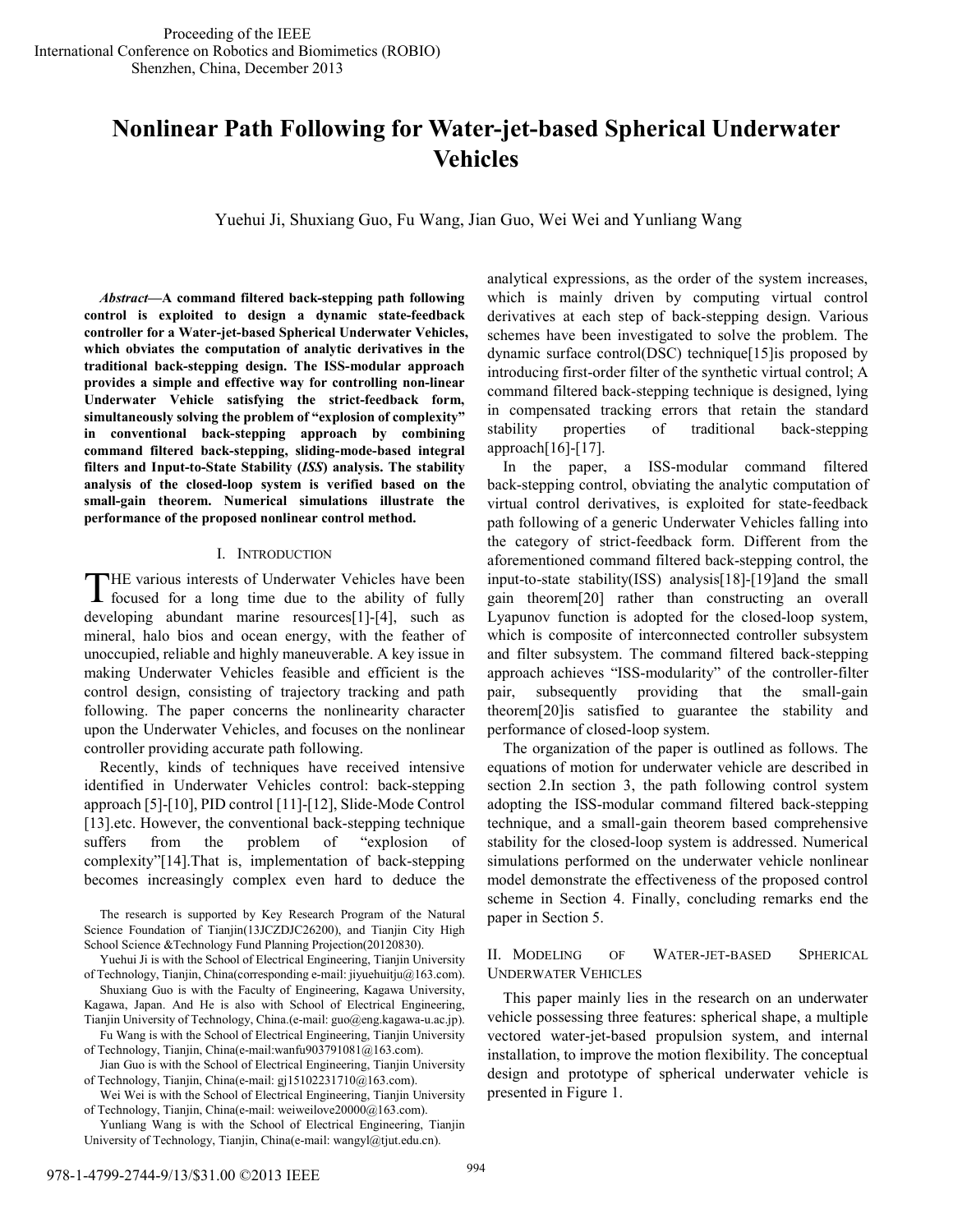# Nonlinear Path Following for Water-jet-based Spherical Underwater Vehicles

Yuehui Ji, Shuxiang Guo, Fu Wang, Jian Guo, Wei Wei and Yunliang Wang

***Abstract*—A command filtered back-stepping path following control is exploited to design a dynamic state-feedback controller for a Water-jet-based Spherical Underwater Vehicles, which obviates the computation of analytic derivatives in the traditional back-stepping design. The ISS-modular approach provides a simple and effective way for controlling non-linear Underwater Vehicle satisfying the strict-feedback form, simultaneously solving the problem of "explosion of complexity" in conventional back-stepping approach by combining command filtered back-stepping, sliding-mode-based integral filters and Input-to-State Stability (*ISS*) analysis. The stability analysis of the closed-loop system is verified based on the small-gain theorem. Numerical simulations illustrate the performance of the proposed nonlinear control method.**

## I. Introduction

The various interests of Underwater Vehicles have been focused for a long time due to the ability of fully developing abundant marine resources[1]-[4], such as mineral, halo bios and ocean energy, with the feather of unoccupied, reliable and highly maneuverable. A key issue in making Underwater Vehicles feasible and efficient is the control design, consisting of trajectory tracking and path following. The paper concerns the nonlinearity character upon the Underwater Vehicles, and focuses on the nonlinear controller providing accurate path following.

Recently, kinds of techniques have received intensive identified in Underwater Vehicles control: back-stepping approach [5]-[10], PID control [11]-[12], Slide-Mode Control [13].etc. However, the conventional back-stepping technique suffers from the problem of "explosion of complexity"[14].That is, implementation of back-stepping becomes increasingly complex even hard to deduce the analytical expressions, as the order of the system increases, which is mainly driven by computing virtual control derivatives at each step of back-stepping design. Various schemes have been investigated to solve the problem. The dynamic surface control(DSC) technique[15]is proposed by introducing first-order filter of the synthetic virtual control; A command filtered back-stepping technique is designed, lying in compensated tracking errors that retain the standard stability properties of traditional back-stepping approach[16]-[17].

In the paper, a ISS-modular command filtered back-stepping control, obviating the analytic computation of virtual control derivatives, is exploited for state-feedback path following of a generic Underwater Vehicles falling into the category of strict-feedback form. Different from the aforementioned command filtered back-stepping control, the input-to-state stability(ISS) analysis[18]-[19]and the small gain theorem[20] rather than constructing an overall Lyapunov function is adopted for the closed-loop system, which is composite of interconnected controller subsystem and filter subsystem. The command filtered back-stepping approach achieves "ISS-modularity" of the controller-filter pair, subsequently providing that the small-gain theorem[20]is satisfied to guarantee the stability and performance of closed-loop system.

The organization of the paper is outlined as follows. The equations of motion for underwater vehicle are described in section 2.In section 3, the path following control system adopting the ISS-modular command filtered back-stepping technique, and a small-gain theorem based comprehensive stability for the closed-loop system is addressed. Numerical simulations performed on the underwater vehicle nonlinear model demonstrate the effectiveness of the proposed control scheme in Section 4. Finally, concluding remarks end the paper in Section 5.

## II. Modeling of Water-jet-based Spherical Underwater Vehicles

This paper mainly lies in the research on an underwater vehicle possessing three features: spherical shape, a multiple vectored water-jet-based propulsion system, and internal installation, to improve the motion flexibility. The conceptual design and prototype of spherical underwater vehicle is presented in Figure 1.

---

The research is supported by Key Research Program of the Natural Science Foundation of Tianjin(13JCZDJC26200), and Tianjin City High School Science &Technology Fund Planning Projection(20120830).

Yuehui Ji is with the School of Electrical Engineering, Tianjin University of Technology, Tianjin, China(corresponding e-mail: jiyuehuitju@163.com).

Shuxiang Guo is with the Faculty of Engineering, Kagawa University, Kagawa, Japan. And He is also with School of Electrical Engineering, Tianjin University of Technology, China.(e-mail: guo@eng.kagawa-u.ac.jp).

Fu Wang is with the School of Electrical Engineering, Tianjin University of Technology, Tianjin, China(e-mail:wanfu903791081@163.com).

Jian Guo is with the School of Electrical Engineering, Tianjin University of Technology, Tianjin, China(e-mail: gj15102231710@163.com).

Wei Wei is with the School of Electrical Engineering, Tianjin University of Technology, Tianjin, China(e-mail: weiweilove20000@163.com).

Yunliang Wang is with the School of Electrical Engineering, Tianjin University of Technology, Tianjin, China(e-mail: wangyl@tjut.edu.cn).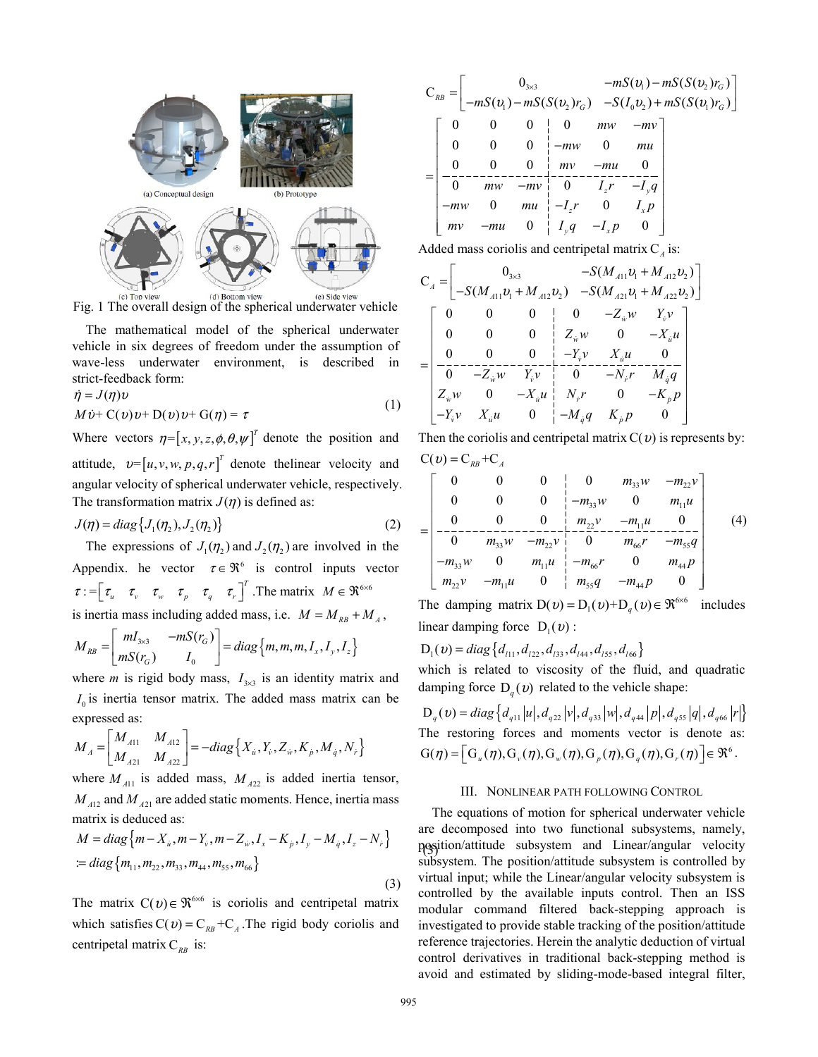Fig. 1 The overall design of the spherical underwater vehicle

The mathematical model of the spherical underwater vehicle in six degrees of freedom under the assumption of wave-less underwater environment, is described in strict-feedback form:

$$
\begin{aligned}
&\dot{\eta} = J(\eta)\upsilon \\
&M\dot{\upsilon} + \mathrm{C}(\upsilon)\upsilon + \mathrm{D}(\upsilon)\upsilon + \mathrm{G}(\eta) = \tau
\end{aligned}
\tag{1}
$$

Where vectors $\eta = [x, y, z, \phi, \theta, \psi]^T$ denote the position and attitude, $\upsilon = [u, v, w, p, q, r]^T$ denote thelinear velocity and angular velocity of spherical underwater vehicle, respectively. The transformation matrix $J(\eta)$ is defined as:

$$
J(\eta) = diag\{J_1(\eta_2), J_2(\eta_2)\} \tag{2}
$$

The expressions of $J_1(\eta_2)$ and $J_2(\eta_2)$ are involved in the Appendix. he vector $\tau \in \Re^6$ is control inputs vector $\tau := [\tau_u \quad \tau_v \quad \tau_w \quad \tau_p \quad \tau_q \quad \tau_r]^T$.The matrix $M \in \Re^{6\times6}$ is inertia mass including added mass, i.e. $M = M_{RB} + M_A$,

$$
M_{RB} = \begin{bmatrix} mI_{3\times3} & -mS(r_G) \\ mS(r_G) & I_0 \end{bmatrix} = diag\{m, m, m, I_x, I_y, I_z\}
$$

where $m$ is rigid body mass, $I_{3\times3}$ is an identity matrix and $I_0$ is inertia tensor matrix. The added mass matrix can be expressed as:

$$
M_A = \begin{bmatrix} M_{A11} & M_{A12} \\ M_{A21} & M_{A22} \end{bmatrix} = -diag\{X_{\dot{u}}, Y_{\dot{v}}, Z_{\dot{w}}, K_{\dot{p}}, M_{\dot{q}}, N_{\dot{r}}\}
$$

where $M_{A11}$ is added mass, $M_{A22}$ is added inertia tensor, $M_{A12}$ and $M_{A21}$ are added static moments. Hence, inertia mass matrix is deduced as:

$$
\begin{aligned}
M &= diag\{m - X_{\dot{u}}, m - Y_{\dot{v}}, m - Z_{\dot{w}}, I_x - K_{\dot{p}}, I_y - M_{\dot{q}}, I_z - N_{\dot{r}}\} \\
&:= diag\{m_{11}, m_{22}, m_{33}, m_{44}, m_{55}, m_{66}\}
\end{aligned}
\tag{3}
$$

The matrix $\mathrm{C}(\upsilon) \in \Re^{6\times6}$ is coriolis and centripetal matrix which satisfies $\mathrm{C}(\upsilon) = \mathrm{C}_{RB} + \mathrm{C}_A$.The rigid body coriolis and centripetal matrix $\mathrm{C}_{RB}$ is:

$$
\mathrm{C}_{RB} = \begin{bmatrix} 0_{3\times3} & -mS(\upsilon_1) - mS(S(\upsilon_2)r_G) \\ -mS(\upsilon_1) - mS(S(\upsilon_2)r_G) & -S(I_0\upsilon_2) + mS(S(\upsilon_1)r_G) \end{bmatrix}
$$

$$
= \left[\begin{array}{ccc|ccc}
0 & 0 & 0 & 0 & mw & -mv \\
0 & 0 & 0 & -mw & 0 & mu \\
0 & 0 & 0 & mv & -mu & 0 \\
\hline
0 & mw & -mv & 0 & I_z r & -I_y q \\
-mw & 0 & mu & -I_z r & 0 & I_x p \\
mv & -mu & 0 & I_y q & -I_x p & 0
\end{array}\right]
$$

Added mass coriolis and centripetal matrix $\mathrm{C}_A$ is:

$$
\mathrm{C}_A = \begin{bmatrix} 0_{3\times3} & -S(M_{A11}\upsilon_1 + M_{A12}\upsilon_2) \\ -S(M_{A11}\upsilon_1 + M_{A12}\upsilon_2) & -S(M_{A21}\upsilon_1 + M_{A22}\upsilon_2) \end{bmatrix}
$$

$$
= \left[\begin{array}{ccc|ccc}
0 & 0 & 0 & 0 & -Z_{\dot{w}} w & Y_{\dot{v}} v \\
0 & 0 & 0 & Z_{\dot{w}} w & 0 & -X_{\dot{u}} u \\
0 & 0 & 0 & -Y_{\dot{v}} v & X_{\dot{u}} u & 0 \\
\hline
0 & -Z_{\dot{w}} w & Y_{\dot{v}} v & 0 & -N_{\dot{r}} r & M_{\dot{q}} q \\
Z_{\dot{w}} w & 0 & -X_{\dot{u}} u & N_{\dot{r}} r & 0 & -K_{\dot{p}} p \\
-Y_{\dot{v}} v & X_{\dot{u}} u & 0 & -M_{\dot{q}} q & K_{\dot{p}} p & 0
\end{array}\right]
$$

Then the coriolis and centripetal matrix $\mathrm{C}(\upsilon)$ is represents by:

$$
\mathrm{C}(\upsilon) = \mathrm{C}_{RB} + \mathrm{C}_A
$$

$$
= \left[\begin{array}{ccc|ccc}
0 & 0 & 0 & 0 & m_{33} w & -m_{22} v \\
0 & 0 & 0 & -m_{33} w & 0 & m_{11} u \\
0 & 0 & 0 & m_{22} v & -m_{11} u & 0 \\
\hline
0 & m_{33} w & -m_{22} v & 0 & m_{66} r & -m_{55} q \\
-m_{33} w & 0 & m_{11} u & -m_{66} r & 0 & m_{44} p \\
m_{22} v & -m_{11} u & 0 & m_{55} q & -m_{44} p & 0
\end{array}\right]
\tag{4}
$$

The damping matrix $\mathrm{D}(\upsilon) = \mathrm{D}_l(\upsilon) + \mathrm{D}_q(\upsilon) \in \Re^{6\times6}$ includes linear damping force $\mathrm{D}_l(\upsilon)$:

$$
\mathrm{D}_l(\upsilon) = diag\{d_{l11}, d_{l22}, d_{l33}, d_{l44}, d_{l55}, d_{l66}\}
$$

which is related to viscosity of the fluid, and quadratic damping force $\mathrm{D}_q(\upsilon)$ related to the vehicle shape:

$$
\mathrm{D}_q(\upsilon) = diag\{d_{q11}|u|, d_{q22}|v|, d_{q33}|w|, d_{q44}|p|, d_{q55}|q|, d_{q66}|r|\}
$$

The restoring forces and moments vector is denote as: $\mathrm{G}(\eta) = [\mathrm{G}_u(\eta), \mathrm{G}_v(\eta), \mathrm{G}_w(\eta), \mathrm{G}_p(\eta), \mathrm{G}_q(\eta), \mathrm{G}_r(\eta)] \in \Re^6$.

## III. Nonlinear Path Following Control

The equations of motion for spherical underwater vehicle are decomposed into two functional subsystems, namely, position/attitude subsystem and Linear/angular velocity subsystem. The position/attitude subsystem is controlled by virtual input; while the Linear/angular velocity subsystem is controlled by the available inputs control. Then an ISS modular command filtered back-stepping approach is investigated to provide stable tracking of the position/attitude reference trajectories. Herein the analytic deduction of virtual control derivatives in traditional back-stepping method is avoid and estimated by sliding-mode-based integral filter,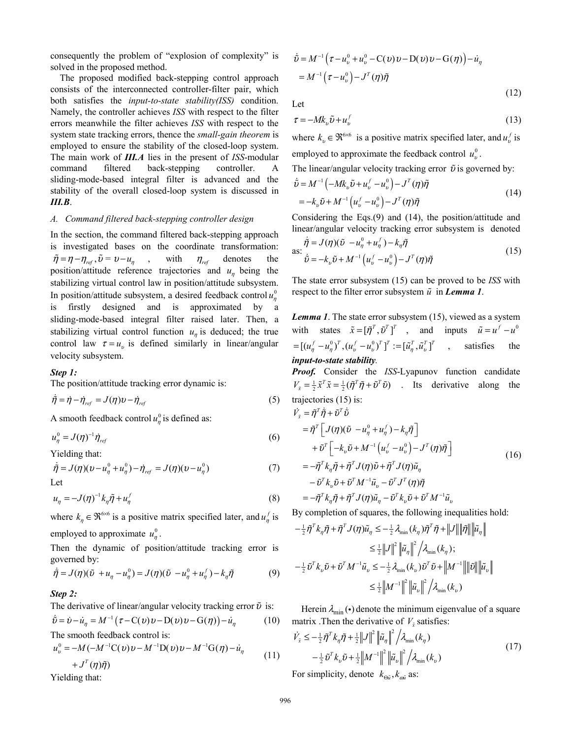consequently the problem of "explosion of complexity" is solved in the proposed method.

The proposed modified back-stepping control approach consists of the interconnected controller-filter pair, which both satisfies the *input-to-state stability(ISS)* condition. Namely, the controller achieves *ISS* with respect to the filter errors meanwhile the filter achieves *ISS* with respect to the system state tracking errors, thence the *small-gain theorem* is employed to ensure the stability of the closed-loop system. The main work of ***III.A*** lies in the present of *ISS*-modular command filtered back-stepping controller. A sliding-mode-based integral filter is advanced and the stability of the overall closed-loop system is discussed in ***III.B***.

### *A. Command filtered back-stepping controller design*

In the section, the command filtered back-stepping approach is investigated bases on the coordinate transformation: $\tilde{\eta} = \eta - \eta_{ref}, \tilde{\upsilon} = \upsilon - u_\eta$, with $\eta_{ref}$ denotes the position/attitude reference trajectories and $u_\eta$ being the stabilizing virtual control law in position/attitude subsystem. In position/attitude subsystem, a desired feedback control $u_\eta^0$ is firstly designed and is approximated by a sliding-mode-based integral filter raised later. Then, a stabilizing virtual control function $u_\eta$ is deduced; the true control law $\tau = u_\upsilon$ is defined similarly in linear/angular velocity subsystem.

***Step 1:***

The position/attitude tracking error dynamic is:

$$\dot{\tilde{\eta}} = \dot{\eta} - \dot{\eta}_{ref} = J(\eta)\upsilon - \dot{\eta}_{ref} \tag{5}$$

A smooth feedback control $u_\eta^0$ is defined as:

$$u_\eta^0 = J(\eta)^{-1}\dot{\eta}_{ref} \tag{6}$$

Yielding that:

$$\dot{\tilde{\eta}} = J(\eta)(\upsilon - u_\eta^0 + u_\eta^0) - \dot{\eta}_{ref} = J(\eta)(\upsilon - u_\eta^0) \tag{7}$$

Let

$$u_\eta = -J(\eta)^{-1}k_\eta\tilde{\eta} + u_\eta^f \tag{8}$$

where $k_\eta \in \Re^{6\times 6}$ is a positive matrix specified later, and $u_\eta^f$ is employed to approximate $u_\eta^0$.

Then the dynamic of position/attitude tracking error is governed by:

$$\dot{\tilde{\eta}} = J(\eta)(\tilde{\upsilon} + u_\eta - u_\eta^0) = J(\eta)(\tilde{\upsilon} - u_\eta^0 + u_\eta^f) - k_\eta\tilde{\eta} \tag{9}$$

***Step 2:***

The derivative of linear/angular velocity tracking error $\tilde{\upsilon}$ is:

$$\dot{\tilde{\upsilon}} = \dot{\upsilon} - \dot{u}_\eta = M^{-1}\left(\tau - C(\upsilon)\upsilon - D(\upsilon)\upsilon - G(\eta)\right) - \dot{u}_\eta \tag{10}$$

The smooth feedback control is:

$$u_\upsilon^0 = -M(-M^{-1}C(\upsilon)\upsilon - M^{-1}D(\upsilon)\upsilon - M^{-1}G(\eta) - \dot{u}_\eta + J^T(\eta)\tilde{\eta}) \tag{11}$$

Yielding that:

$$\begin{aligned}\dot{\tilde{\upsilon}} &= M^{-1}\left(\tau - u_\upsilon^0 + u_\upsilon^0 - C(\upsilon)\upsilon - D(\upsilon)\upsilon - G(\eta)\right) - \dot{u}_\eta \\ &= M^{-1}\left(\tau - u_\upsilon^0\right) - J^T(\eta)\tilde{\eta}\end{aligned} \tag{12}$$

Let

$$\tau = -Mk_\upsilon\tilde{\upsilon} + u_\upsilon^f \tag{13}$$

where $k_\upsilon \in \Re^{6\times 6}$ is a positive matrix specified later, and $u_\upsilon^f$ is employed to approximate the feedback control $u_\upsilon^0$.

The linear/angular velocity tracking error $\tilde{\upsilon}$ is governed by:

$$\begin{aligned}\dot{\tilde{\upsilon}} &= M^{-1}\left(-Mk_\upsilon\tilde{\upsilon} + u_\upsilon^f - u_\upsilon^0\right) - J^T(\eta)\tilde{\eta} \\ &= -k_\upsilon\tilde{\upsilon} + M^{-1}\left(u_\upsilon^f - u_\upsilon^0\right) - J^T(\eta)\tilde{\eta}\end{aligned} \tag{14}$$

Considering the Eqs.(9) and (14), the position/attitude and linear/angular velocity tracking error subsystem is denoted as:

$$\begin{aligned}\dot{\tilde{\eta}} &= J(\eta)(\tilde{\upsilon} - u_\eta^0 + u_\eta^f) - k_\eta\tilde{\eta} \\ \dot{\tilde{\upsilon}} &= -k_\upsilon\tilde{\upsilon} + M^{-1}\left(u_\upsilon^f - u_\upsilon^0\right) - J^T(\eta)\tilde{\eta}\end{aligned} \tag{15}$$

The state error subsystem (15) can be proved to be *ISS* with respect to the filter error subsystem $\tilde{u}$ in ***Lemma 1***.

***Lemma 1***. The state error subsystem (15), viewed as a system with states $\tilde{x} = [\tilde{\eta}^T, \tilde{\upsilon}^T]^T$, and inputs $\tilde{u} = u^f - u^0 = [(u_\eta^f - u_\eta^0)^T, (u_\upsilon^f - u_\upsilon^0)^T]^T := [\tilde{u}_\eta^T, \tilde{u}_\upsilon^T]^T$, satisfies the ***input-to-state stability***.

***Proof.*** Consider the *ISS*-Lyapunov function candidate $V_{\tilde{x}} = \frac{1}{2}\tilde{x}^T\tilde{x} = \frac{1}{2}(\tilde{\eta}^T\tilde{\eta} + \tilde{\upsilon}^T\tilde{\upsilon})$. Its derivative along the trajectories (15) is:

$$\begin{aligned}\dot{V}_{\tilde{x}} &= \tilde{\eta}^T\dot{\tilde{\eta}} + \tilde{\upsilon}^T\dot{\tilde{\upsilon}} \\ &= \tilde{\eta}^T\left[J(\eta)(\tilde{\upsilon} - u_\eta^0 + u_\eta^f) - k_\eta\tilde{\eta}\right] \\ &\quad + \tilde{\upsilon}^T\left[-k_\upsilon\tilde{\upsilon} + M^{-1}\left(u_\upsilon^f - u_\upsilon^0\right) - J^T(\eta)\tilde{\eta}\right] \\ &= -\tilde{\eta}^T k_\eta\tilde{\eta} + \tilde{\eta}^T J(\eta)\tilde{\upsilon} + \tilde{\eta}^T J(\eta)\tilde{u}_\eta \\ &\quad - \tilde{\upsilon}^T k_\upsilon\tilde{\upsilon} + \tilde{\upsilon}^T M^{-1}\tilde{u}_\upsilon - \tilde{\upsilon}^T J^T(\eta)\tilde{\eta} \\ &= -\tilde{\eta}^T k_\eta\tilde{\eta} + \tilde{\eta}^T J(\eta)\tilde{u}_\eta - \tilde{\upsilon}^T k_\upsilon\tilde{\upsilon} + \tilde{\upsilon}^T M^{-1}\tilde{u}_\upsilon\end{aligned} \tag{16}$$

By completion of squares, the following inequalities hold:

$$\begin{aligned}-\tfrac{1}{2}\tilde{\eta}^T k_\eta\tilde{\eta} + \tilde{\eta}^T J(\eta)\tilde{u}_\eta &\le -\tfrac{1}{2}\lambda_{\min}(k_\eta)\tilde{\eta}^T\tilde{\eta} + \|J\|\|\tilde{\eta}\|\|\tilde{u}_\eta\| \\ &\le \tfrac{1}{2}\|J\|^2\|\tilde{u}_\eta\|^2 \big/ \lambda_{\min}(k_\eta); \\ -\tfrac{1}{2}\tilde{\upsilon}^T k_\upsilon\tilde{\upsilon} + \tilde{\upsilon}^T M^{-1}\tilde{u}_\upsilon &\le -\tfrac{1}{2}\lambda_{\min}(k_\upsilon)\tilde{\upsilon}^T\tilde{\upsilon} + \|M^{-1}\|\|\tilde{\upsilon}\|\|\tilde{u}_\upsilon\| \\ &\le \tfrac{1}{2}\|M^{-1}\|^2\|\tilde{u}_\upsilon\|^2 \big/ \lambda_{\min}(k_\upsilon)\end{aligned}$$

Herein $\lambda_{\min}(\bullet)$ denote the minimum eigenvalue of a square matrix .Then the derivative of $V_{\tilde{x}}$ satisfies:

$$\begin{aligned}\dot{V}_{\tilde{x}} &\le -\tfrac{1}{2}\tilde{\eta}^T k_\eta\tilde{\eta} + \tfrac{1}{2}\|J\|^2\|\tilde{u}_\eta\|^2 \big/ \lambda_{\min}(k_\eta) \\ &\quad - \tfrac{1}{2}\tilde{\upsilon}^T k_\upsilon\tilde{\upsilon} + \tfrac{1}{2}\|M^{-1}\|^2\|\tilde{u}_\upsilon\|^2 \big/ \lambda_{\min}(k_\upsilon)\end{aligned} \tag{17}$$

For simplicity, denote $k_{\Theta\tilde{u}}, k_{\omega\tilde{u}}$ as: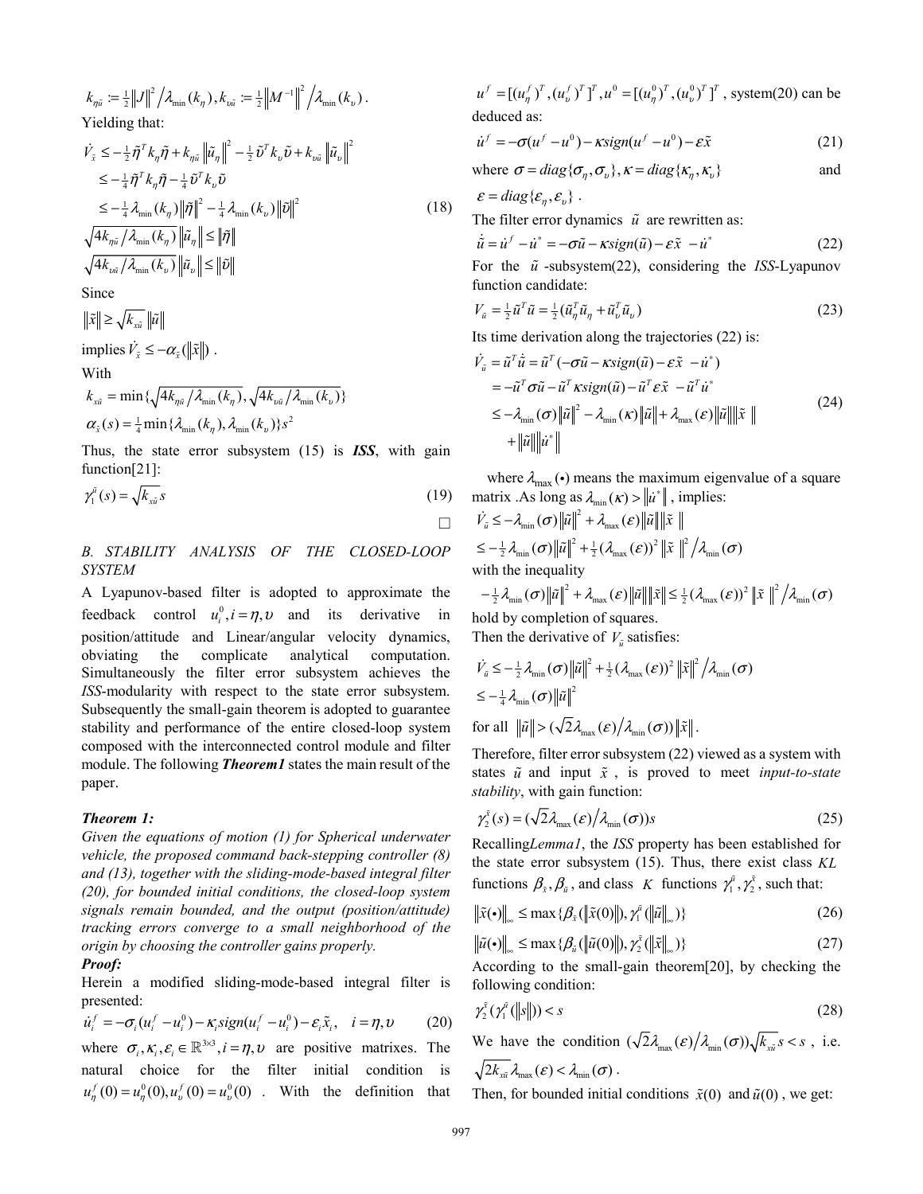$k_{\eta\bar{u}} := \frac{1}{2}\|J\|^2 \big/ \lambda_{\min}(k_\eta), k_{\upsilon\bar{u}} := \frac{1}{2}\|M^{-1}\|^2 \big/ \lambda_{\min}(k_\upsilon)$.

Yielding that:

$$
\begin{aligned}
\dot{V}_{\tilde{x}} &\leq -\tfrac{1}{2}\tilde{\eta}^T k_\eta \tilde{\eta} + k_{\eta\bar{u}}\|\tilde{u}_\eta\|^2 - \tfrac{1}{2}\tilde{\upsilon}^T k_\upsilon \tilde{\upsilon} + k_{\upsilon\bar{u}}\|\tilde{u}_\upsilon\|^2 \\
&\leq -\tfrac{1}{4}\tilde{\eta}^T k_\eta \tilde{\eta} - \tfrac{1}{4}\tilde{\upsilon}^T k_\upsilon \tilde{\upsilon} \\
&\leq -\tfrac{1}{4}\lambda_{\min}(k_\eta)\|\tilde{\eta}\|^2 - \tfrac{1}{4}\lambda_{\min}(k_\upsilon)\|\tilde{\upsilon}\|^2 \\
&\sqrt{4k_{\eta\bar{u}}/\lambda_{\min}(k_\eta)}\|\tilde{u}_\eta\| \leq \|\tilde{\eta}\| \\
&\sqrt{4k_{\upsilon\bar{u}}/\lambda_{\min}(k_\upsilon)}\|\tilde{u}_\upsilon\| \leq \|\tilde{\upsilon}\|
\end{aligned} \tag{18}
$$

Since

$\|\tilde{x}\| \geq \sqrt{k_{x\bar{u}}}\|\tilde{u}\|$

implies $\dot{V}_{\tilde{x}} \leq -\alpha_{\tilde{x}}(\|\tilde{x}\|)$.

With

$$k_{x\bar{u}} = \min\{\sqrt{4k_{\eta\bar{u}}/\lambda_{\min}(k_\eta)}, \sqrt{4k_{\upsilon\bar{u}}/\lambda_{\min}(k_\upsilon)}\}$$

$$\alpha_{\tilde{x}}(s) = \tfrac{1}{4}\min\{\lambda_{\min}(k_\eta), \lambda_{\min}(k_\upsilon)\}s^2$$

Thus, the state error subsystem (15) is ***ISS***, with gain function[21]:

$$\gamma_1^{\tilde{u}}(s) = \sqrt{k_{x\bar{u}}}\, s \tag{19}$$

□

### B. STABILITY ANALYSIS OF THE CLOSED-LOOP SYSTEM

A Lyapunov-based filter is adopted to approximate the feedback control $u_i^0, i = \eta, \upsilon$ and its derivative in position/attitude and Linear/angular velocity dynamics, obviating the complicate analytical computation. Simultaneously the filter error subsystem achieves the *ISS*-modularity with respect to the state error subsystem. Subsequently the small-gain theorem is adopted to guarantee stability and performance of the entire closed-loop system composed with the interconnected control module and filter module. The following ***Theorem1*** states the main result of the paper.

***Theorem 1:***

*Given the equations of motion (1) for Spherical underwater vehicle, the proposed command back-stepping controller (8) and (13), together with the sliding-mode-based integral filter (20), for bounded initial conditions, the closed-loop system signals remain bounded, and the output (position/attitude) tracking errors converge to a small neighborhood of the origin by choosing the controller gains properly.*

***Proof:***

Herein a modified sliding-mode-based integral filter is presented:

$$\dot{u}_i^f = -\sigma_i(u_i^f - u_i^0) - \kappa_i sign(u_i^f - u_i^0) - \varepsilon_i \tilde{x}_i, \quad i = \eta, \upsilon \tag{20}$$

where $\sigma_i, \kappa_i, \varepsilon_i \in \mathbb{R}^{3\times3}, i = \eta, \upsilon$ are positive matrixes. The natural choice for the filter initial condition is $u_\eta^f(0) = u_\eta^0(0), u_\upsilon^f(0) = u_\upsilon^0(0)$. With the definition that $u^f = [(u_\eta^f)^T, (u_\upsilon^f)^T]^T, u^0 = [(u_\eta^0)^T, (u_\upsilon^0)^T]^T$, system(20) can be deduced as:

$$\dot{u}^f = -\sigma(u^f - u^0) - \kappa sign(u^f - u^0) - \varepsilon\tilde{x} \tag{21}$$

where $\sigma = diag\{\sigma_\eta, \sigma_\upsilon\}, \kappa = diag\{\kappa_\eta, \kappa_\upsilon\}$ and $\varepsilon = diag\{\varepsilon_\eta, \varepsilon_\upsilon\}$.

The filter error dynamics $\tilde{u}$ are rewritten as:

$$\dot{\tilde{u}} = \dot{u}^f - \dot{u}^* = -\sigma\tilde{u} - \kappa sign(\tilde{u}) - \varepsilon\tilde{x} - \dot{u}^* \tag{22}$$

For the $\tilde{u}$-subsystem(22), considering the *ISS*-Lyapunov function candidate:

$$V_{\tilde{u}} = \tfrac{1}{2}\tilde{u}^T\tilde{u} = \tfrac{1}{2}(\tilde{u}_\eta^T\tilde{u}_\eta + \tilde{u}_\upsilon^T\tilde{u}_\upsilon) \tag{23}$$

Its time derivation along the trajectories (22) is:

$$
\begin{aligned}
\dot{V}_{\tilde{u}} &= \tilde{u}^T\dot{\tilde{u}} = \tilde{u}^T(-\sigma\tilde{u} - \kappa sign(\tilde{u}) - \varepsilon\tilde{x} - \dot{u}^*) \\
&= -\tilde{u}^T\sigma\tilde{u} - \tilde{u}^T\kappa sign(\tilde{u}) - \tilde{u}^T\varepsilon\tilde{x} - \tilde{u}^T\dot{u}^* \\
&\leq -\lambda_{\min}(\sigma)\|\tilde{u}\|^2 - \lambda_{\min}(\kappa)\|\tilde{u}\| + \lambda_{\max}(\varepsilon)\|\tilde{u}\|\|\tilde{x}\| \\
&\quad + \|\tilde{u}\|\|\dot{u}^*\|
\end{aligned} \tag{24}
$$

where $\lambda_{\max}(\bullet)$ means the maximum eigenvalue of a square matrix .As long as $\lambda_{\min}(\kappa) > \|\dot{u}^*\|$, implies:

$$
\begin{aligned}
\dot{V}_{\tilde{u}} &\leq -\lambda_{\min}(\sigma)\|\tilde{u}\|^2 + \lambda_{\max}(\varepsilon)\|\tilde{u}\|\|\tilde{x}\| \\
&\leq -\tfrac{1}{2}\lambda_{\min}(\sigma)\|\tilde{u}\|^2 + \tfrac{1}{2}(\lambda_{\max}(\varepsilon))^2\|\tilde{x}\|^2 \big/ \lambda_{\min}(\sigma)
\end{aligned}
$$

with the inequality

$$-\tfrac{1}{2}\lambda_{\min}(\sigma)\|\tilde{u}\|^2 + \lambda_{\max}(\varepsilon)\|\tilde{u}\|\|\tilde{x}\| \leq \tfrac{1}{2}(\lambda_{\max}(\varepsilon))^2\|\tilde{x}\|^2 \big/ \lambda_{\min}(\sigma)$$

hold by completion of squares.

Then the derivative of $V_{\tilde{u}}$ satisfies:

$$
\begin{aligned}
\dot{V}_{\tilde{u}} &\leq -\tfrac{1}{2}\lambda_{\min}(\sigma)\|\tilde{u}\|^2 + \tfrac{1}{2}(\lambda_{\max}(\varepsilon))^2\|\tilde{x}\|^2 \big/ \lambda_{\min}(\sigma) \\
&\leq -\tfrac{1}{4}\lambda_{\min}(\sigma)\|\tilde{u}\|^2
\end{aligned}
$$

for all $\|\tilde{u}\| > (\sqrt{2}\lambda_{\max}(\varepsilon)/\lambda_{\min}(\sigma))\|\tilde{x}\|$.

Therefore, filter error subsystem (22) viewed as a system with states $\tilde{u}$ and input $\tilde{x}$, is proved to meet *input-to-state stability*, with gain function:

$$\gamma_2^{\tilde{x}}(s) = (\sqrt{2}\lambda_{\max}(\varepsilon)/\lambda_{\min}(\sigma))s \tag{25}$$

Recalling*Lemma1*, the *ISS* property has been established for the state error subsystem (15). Thus, there exist class *KL* functions $\beta_{\tilde{x}}, \beta_{\tilde{u}}$, and class $K$ functions $\gamma_1^{\tilde{u}}, \gamma_2^{\tilde{x}}$, such that:

$$\|\tilde{x}(\bullet)\|_\infty \leq \max\{\beta_{\tilde{x}}(\|\tilde{x}(0)\|), \gamma_1^{\tilde{u}}(\|\tilde{u}\|_\infty)\} \tag{26}$$

$$\|\tilde{u}(\bullet)\|_\infty \leq \max\{\beta_{\tilde{u}}(\|\tilde{u}(0)\|), \gamma_2^{\tilde{x}}(\|\tilde{x}\|_\infty)\} \tag{27}$$

According to the small-gain theorem[20], by checking the following condition:

$$\gamma_2^{\tilde{x}}(\gamma_1^{\tilde{u}}(\|s\|)) < s \tag{28}$$

We have the condition $(\sqrt{2}\lambda_{\max}(\varepsilon)/\lambda_{\min}(\sigma))\sqrt{k_{x\bar{u}}}\,s < s$, i.e. $\sqrt{2k_{x\bar{u}}}\lambda_{\max}(\varepsilon) < \lambda_{\min}(\sigma)$.

Then, for bounded initial conditions $\tilde{x}(0)$ and $\tilde{u}(0)$, we get: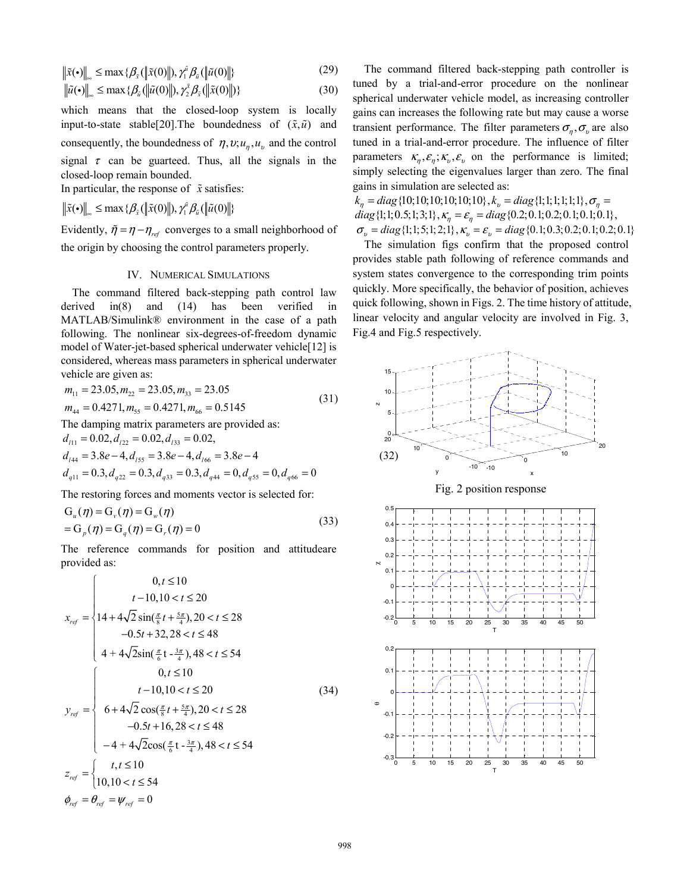$$\|\tilde{x}(\bullet)\|_\infty \le \max\{\beta_{\tilde{x}}(\|\tilde{x}(0)\|), \gamma_1^{\tilde{u}}\beta_{\tilde{u}}(\|\tilde{u}(0)\|\} \tag{29}$$

$$\|\tilde{u}(\bullet)\|_\infty \le \max\{\beta_{\tilde{u}}(\|\tilde{u}(0)\|), \gamma_2^{\tilde{x}}\beta_{\tilde{x}}(\|\tilde{x}(0)\|)\} \tag{30}$$

which means that the closed-loop system is locally input-to-state stable[20].The boundedness of $(\tilde{x},\tilde{u})$ and consequently, the boundedness of $\eta, \upsilon; u_\eta, u_\upsilon$ and the control signal $\tau$ can be guarteed. Thus, all the signals in the closed-loop remain bounded.

In particular, the response of $\tilde{x}$ satisfies:

$$\|\tilde{x}(\bullet)\|_\infty \le \max\{\beta_{\tilde{x}}(\|\tilde{x}(0)\|), \gamma_1^{\tilde{u}}\beta_{\tilde{u}}(\|\tilde{u}(0)\|\}$$

Evidently, $\tilde{\eta} = \eta - \eta_{ref}$ converges to a small neighborhood of the origin by choosing the control parameters properly.

## IV. Numerical Simulations

The command filtered back-stepping path control law derived in(8) and (14) has been verified in MATLAB/Simulink® environment in the case of a path following. The nonlinear six-degrees-of-freedom dynamic model of Water-jet-based spherical underwater vehicle[12] is considered, whereas mass parameters in spherical underwater vehicle are given as:

$$\begin{aligned} &m_{11} = 23.05, m_{22} = 23.05, m_{33} = 23.05 \\ &m_{44} = 0.4271, m_{55} = 0.4271, m_{66} = 0.5145 \end{aligned} \tag{31}$$

The damping matrix parameters are provided as:

$$\begin{aligned} &d_{l11} = 0.02, d_{l22} = 0.02, d_{l33} = 0.02, \\ &d_{l44} = 3.8e-4, d_{l55} = 3.8e-4, d_{l66} = 3.8e-4 \\ &d_{q11} = 0.3, d_{q22} = 0.3, d_{q33} = 0.3, d_{q44} = 0, d_{q55} = 0, d_{q66} = 0 \end{aligned} \tag{32}$$

The restoring forces and moments vector is selected for:

$$\begin{aligned} &G_u(\eta) = G_v(\eta) = G_w(\eta) \\ &= G_p(\eta) = G_q(\eta) = G_r(\eta) = 0 \end{aligned} \tag{33}$$

The reference commands for position and attitudeare provided as:

$$x_{ref} = \begin{cases} 0, t \le 10 \\ t-10, 10 < t \le 20 \\ 14 + 4\sqrt{2}\sin(\frac{\pi}{8}t + \frac{5\pi}{4}), 20 < t \le 28 \\ -0.5t + 32, 28 < t \le 48 \\ 4 + 4\sqrt{2}\sin(\frac{\pi}{6}t - \frac{3\pi}{4}), 48 < t \le 54 \end{cases}$$

$$y_{ref} = \begin{cases} 0, t \le 10 \\ t-10, 10 < t \le 20 \\ 6 + 4\sqrt{2}\cos(\frac{\pi}{8}t + \frac{5\pi}{4}), 20 < t \le 28 \\ -0.5t + 16, 28 < t \le 48 \\ -4 + 4\sqrt{2}\cos(\frac{\pi}{6}t - \frac{3\pi}{4}), 48 < t \le 54 \end{cases} \tag{34}$$

$$z_{ref} = \begin{cases} t, t \le 10 \\ 10, 10 < t \le 54 \end{cases}$$

$$\phi_{ref} = \theta_{ref} = \psi_{ref} = 0$$

The command filtered back-stepping path controller is tuned by a trial-and-error procedure on the nonlinear spherical underwater vehicle model, as increasing controller gains can increases the following rate but may cause a worse transient performance. The filter parameters $\sigma_\eta, \sigma_\upsilon$ are also tuned in a trial-and-error procedure. The influence of filter parameters $\kappa_\eta, \varepsilon_\eta; \kappa_\upsilon, \varepsilon_\upsilon$ on the performance is limited; simply selecting the eigenvalues larger than zero. The final gains in simulation are selected as:

$k_\eta = diag\{10;10;10;10;10;10\}, k_\upsilon = diag\{1;1;1;1;1;1\}, \sigma_\eta = diag\{1;1;0.5;1;3;1\}, \kappa_\eta = \varepsilon_\eta = diag\{0.2;0.1;0.2;0.1;0.1;0.1\}, \sigma_\upsilon = diag\{1;1;5;1;2;1\}, \kappa_\upsilon = \varepsilon_\upsilon = diag\{0.1;0.3;0.2;0.1;0.2;0.1\}$

The simulation figs confirm that the proposed control provides stable path following of reference commands and system states convergence to the corresponding trim points quickly. More specifically, the behavior of position, achieves quick following, shown in Figs. 2. The time history of attitude, linear velocity and angular velocity are involved in Fig. 3, Fig.4 and Fig.5 respectively.

Fig. 2 position response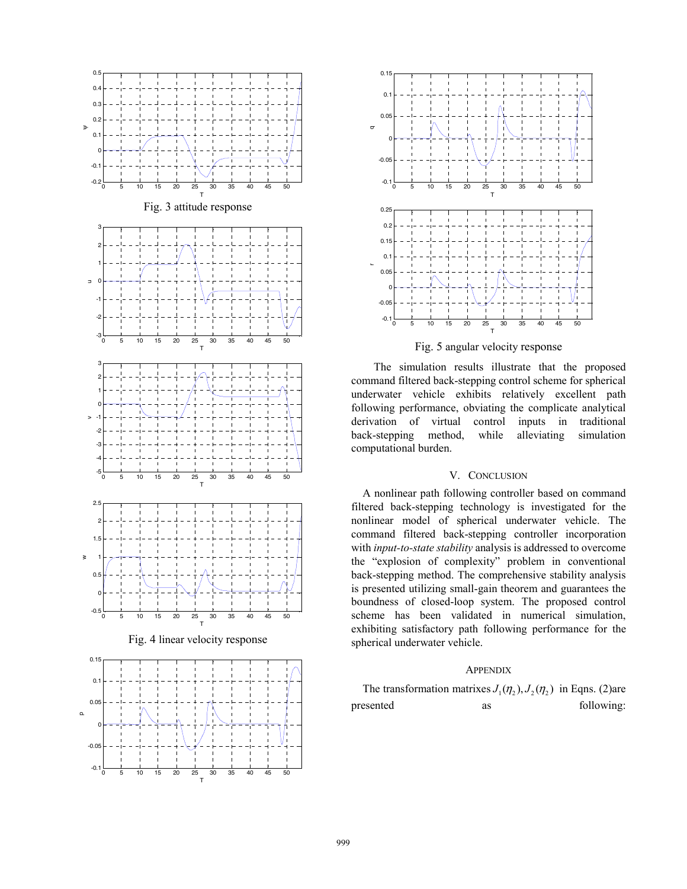Fig. 3 attitude response

Fig. 4 linear velocity response

Fig. 5 angular velocity response

The simulation results illustrate that the proposed command filtered back-stepping control scheme for spherical underwater vehicle exhibits relatively excellent path following performance, obviating the complicate analytical derivation of virtual control inputs in traditional back-stepping method, while alleviating simulation computational burden.

## V. CONCLUSION

A nonlinear path following controller based on command filtered back-stepping technology is investigated for the nonlinear model of spherical underwater vehicle. The command filtered back-stepping controller incorporation with *input-to-state stability* analysis is addressed to overcome the "explosion of complexity" problem in conventional back-stepping method. The comprehensive stability analysis is presented utilizing small-gain theorem and guarantees the boundness of closed-loop system. The proposed control scheme has been validated in numerical simulation, exhibiting satisfactory path following performance for the spherical underwater vehicle.

## APPENDIX

The transformation matrixes $J_1(\eta_2), J_2(\eta_2)$ in Eqns. (2)are presented as following: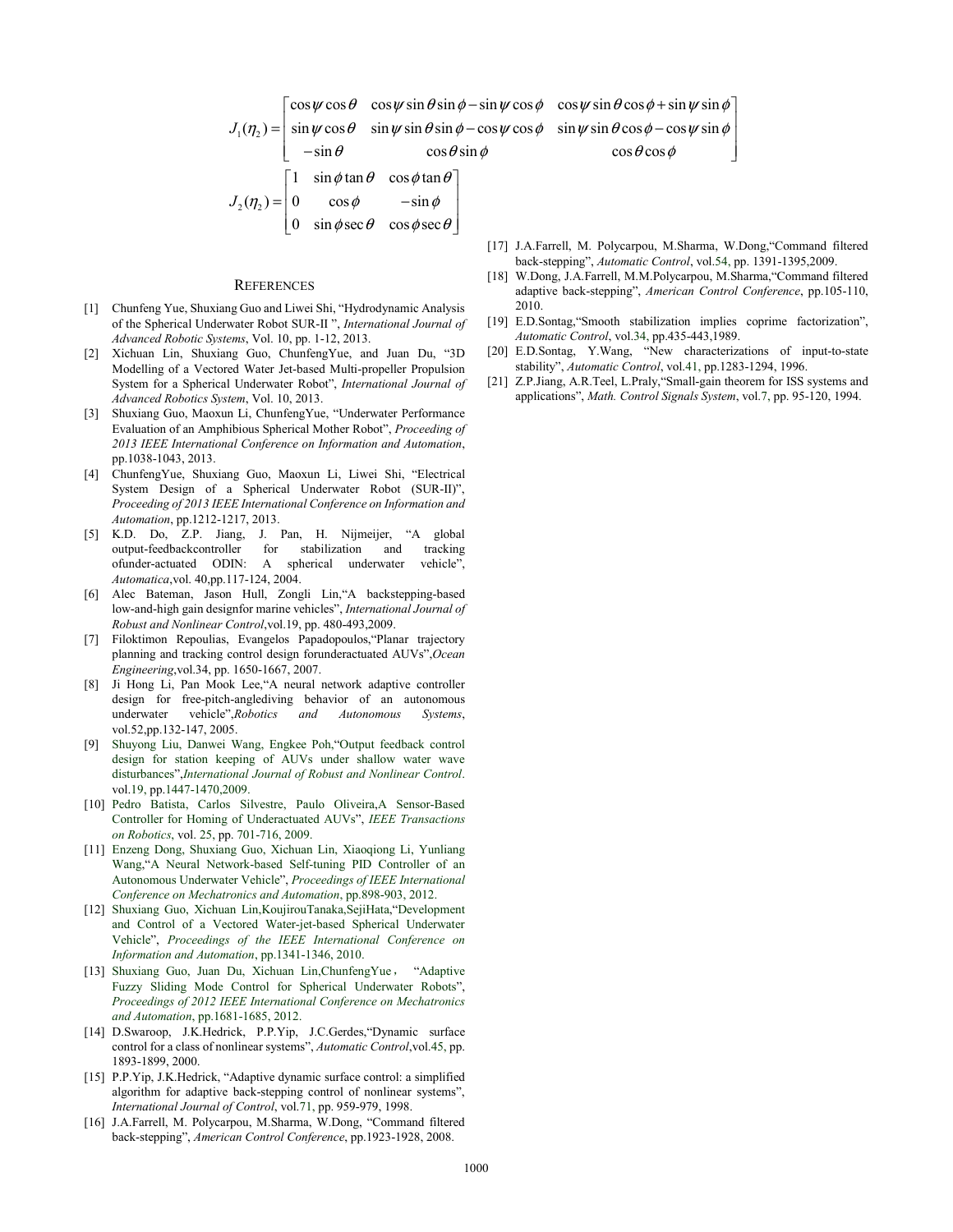$$J_1(\eta_2) = \begin{bmatrix} \cos\psi\cos\theta & \cos\psi\sin\theta\sin\phi - \sin\psi\cos\phi & \cos\psi\sin\theta\cos\phi + \sin\psi\sin\phi \\ \sin\psi\cos\theta & \sin\psi\sin\theta\sin\phi - \cos\psi\cos\phi & \sin\psi\sin\theta\cos\phi - \cos\psi\sin\phi \\ -\sin\theta & \cos\theta\sin\phi & \cos\theta\cos\phi \end{bmatrix}$$

$$J_2(\eta_2) = \begin{bmatrix} 1 & \sin\phi\tan\theta & \cos\phi\tan\theta \\ 0 & \cos\phi & -\sin\phi \\ 0 & \sin\phi\sec\theta & \cos\phi\sec\theta \end{bmatrix}$$

## References

[1] Chunfeng Yue, Shuxiang Guo and Liwei Shi, "Hydrodynamic Analysis of the Spherical Underwater Robot SUR-II ", *International Journal of Advanced Robotic Systems*, Vol. 10, pp. 1-12, 2013.

[2] Xichuan Lin, Shuxiang Guo, ChunfengYue, and Juan Du, "3D Modelling of a Vectored Water Jet-based Multi-propeller Propulsion System for a Spherical Underwater Robot", *International Journal of Advanced Robotics System*, Vol. 10, 2013.

[3] Shuxiang Guo, Maoxun Li, ChunfengYue, "Underwater Performance Evaluation of an Amphibious Spherical Mother Robot", *Proceeding of 2013 IEEE International Conference on Information and Automation*, pp.1038-1043, 2013.

[4] ChunfengYue, Shuxiang Guo, Maoxun Li, Liwei Shi, "Electrical System Design of a Spherical Underwater Robot (SUR-II)", *Proceeding of 2013 IEEE International Conference on Information and Automation*, pp.1212-1217, 2013.

[5] K.D. Do, Z.P. Jiang, J. Pan, H. Nijmeijer, "A global output-feedbackcontroller for stabilization and tracking ofunder-actuated ODIN: A spherical underwater vehicle", *Automatica*,vol. 40,pp.117-124, 2004.

[6] Alec Bateman, Jason Hull, Zongli Lin,"A backstepping-based low-and-high gain designfor marine vehicles", *International Journal of Robust and Nonlinear Control*,vol.19, pp. 480-493,2009.

[7] Filoktimon Repoulias, Evangelos Papadopoulos,"Planar trajectory planning and tracking control design forunderactuated AUVs",*Ocean Engineering*,vol.34, pp. 1650-1667, 2007.

[8] Ji Hong Li, Pan Mook Lee,"A neural network adaptive controller design for free-pitch-anglediving behavior of an autonomous underwater vehicle",*Robotics and Autonomous Systems*, vol.52,pp.132-147, 2005.

[9] Shuyong Liu, Danwei Wang, Engkee Poh,"Output feedback control design for station keeping of AUVs under shallow water wave disturbances",*International Journal of Robust and Nonlinear Control*. vol.19, pp.1447-1470,2009.

[10] Pedro Batista, Carlos Silvestre, Paulo Oliveira,A Sensor-Based Controller for Homing of Underactuated AUVs", *IEEE Transactions on Robotics*, vol. 25, pp. 701-716, 2009.

[11] Enzeng Dong, Shuxiang Guo, Xichuan Lin, Xiaoqiong Li, Yunliang Wang,"A Neural Network-based Self-tuning PID Controller of an Autonomous Underwater Vehicle", *Proceedings of IEEE International Conference on Mechatronics and Automation*, pp.898-903, 2012.

[12] Shuxiang Guo, Xichuan Lin,KoujirouTanaka,SejiHata,"Development and Control of a Vectored Water-jet-based Spherical Underwater Vehicle", *Proceedings of the IEEE International Conference on Information and Automation*, pp.1341-1346, 2010.

[13] Shuxiang Guo, Juan Du, Xichuan Lin,ChunfengYue， "Adaptive Fuzzy Sliding Mode Control for Spherical Underwater Robots", *Proceedings of 2012 IEEE International Conference on Mechatronics and Automation*, pp.1681-1685, 2012.

[14] D.Swaroop, J.K.Hedrick, P.P.Yip, J.C.Gerdes,"Dynamic surface control for a class of nonlinear systems", *Automatic Control*,vol.45, pp. 1893-1899, 2000.

[15] P.P.Yip, J.K.Hedrick, "Adaptive dynamic surface control: a simplified algorithm for adaptive back-stepping control of nonlinear systems", *International Journal of Control*, vol.71, pp. 959-979, 1998.

[16] J.A.Farrell, M. Polycarpou, M.Sharma, W.Dong, "Command filtered back-stepping", *American Control Conference*, pp.1923-1928, 2008.

[17] J.A.Farrell, M. Polycarpou, M.Sharma, W.Dong,"Command filtered back-stepping", *Automatic Control*, vol.54, pp. 1391-1395,2009.

[18] W.Dong, J.A.Farrell, M.M.Polycarpou, M.Sharma,"Command filtered adaptive back-stepping", *American Control Conference*, pp.105-110, 2010.

[19] E.D.Sontag,"Smooth stabilization implies coprime factorization", *Automatic Control*, vol.34, pp.435-443,1989.

[20] E.D.Sontag, Y.Wang, "New characterizations of input-to-state stability", *Automatic Control*, vol.41, pp.1283-1294, 1996.

[21] Z.P.Jiang, A.R.Teel, L.Praly,"Small-gain theorem for ISS systems and applications", *Math. Control Signals System*, vol.7, pp. 95-120, 1994.